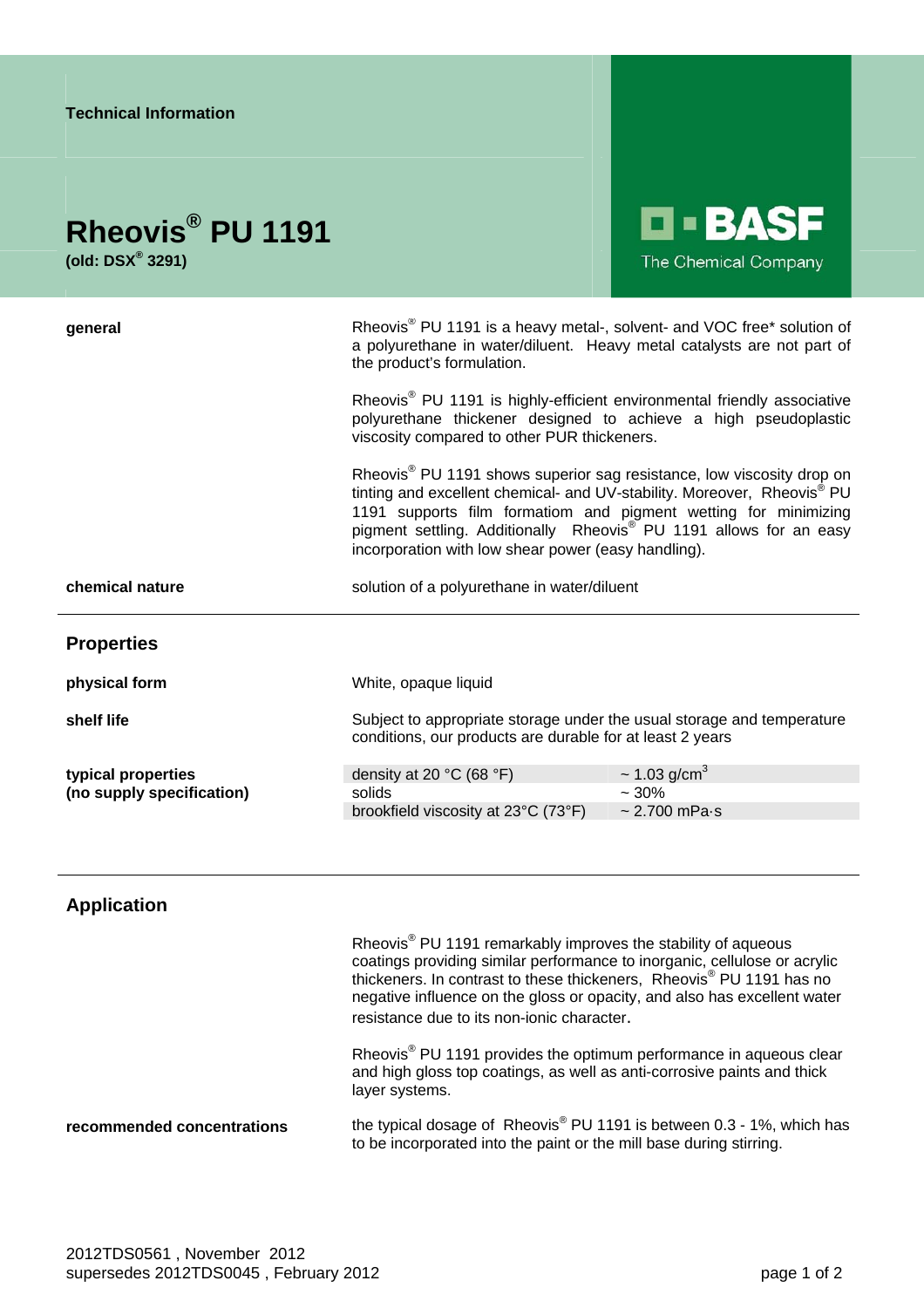Technical Information

# Rheovis® PU 1191

**(old: DSX® 3291)**

BASF

The Chemical Company

| | |
|---|---|
| **general** | Rheovis® PU 1191 is a heavy metal-, solvent- and VOC free* solution of a polyurethane in water/diluent. Heavy metal catalysts are not part of the product's formulation.<br><br>Rheovis® PU 1191 is highly-efficient environmental friendly associative polyurethane thickener designed to achieve a high pseudoplastic viscosity compared to other PUR thickeners.<br><br>Rheovis® PU 1191 shows superior sag resistance, low viscosity drop on tinting and excellent chemical- and UV-stability. Moreover, Rheovis® PU 1191 supports film formatiom and pigment wetting for minimizing pigment settling. Additionally Rheovis® PU 1191 allows for an easy incorporation with low shear power (easy handling). |
| **chemical nature** | solution of a polyurethane in water/diluent |

## Properties

**physical form**

White, opaque liquid

**shelf life**

Subject to appropriate storage under the usual storage and temperature conditions, our products are durable for at least 2 years

**typical properties (no supply specification)**

| | |
|---|---|
| density at 20 °C (68 °F) | ~ 1.03 g/cm$^3$ |
| solids | ~ 30% |
| brookfield viscosity at 23°C (73°F) | ~ 2.700 mPa·s |

## Application

Rheovis® PU 1191 remarkably improves the stability of aqueous coatings providing similar performance to inorganic, cellulose or acrylic thickeners. In contrast to these thickeners, Rheovis® PU 1191 has no negative influence on the gloss or opacity, and also has excellent water resistance due to its non-ionic character.

Rheovis® PU 1191 provides the optimum performance in aqueous clear and high gloss top coatings, as well as anti-corrosive paints and thick layer systems.

**recommended concentrations**

the typical dosage of Rheovis® PU 1191 is between 0.3 - 1%, which has to be incorporated into the paint or the mill base during stirring.

2012TDS0561 , November 2012
supersedes 2012TDS0045 , February 2012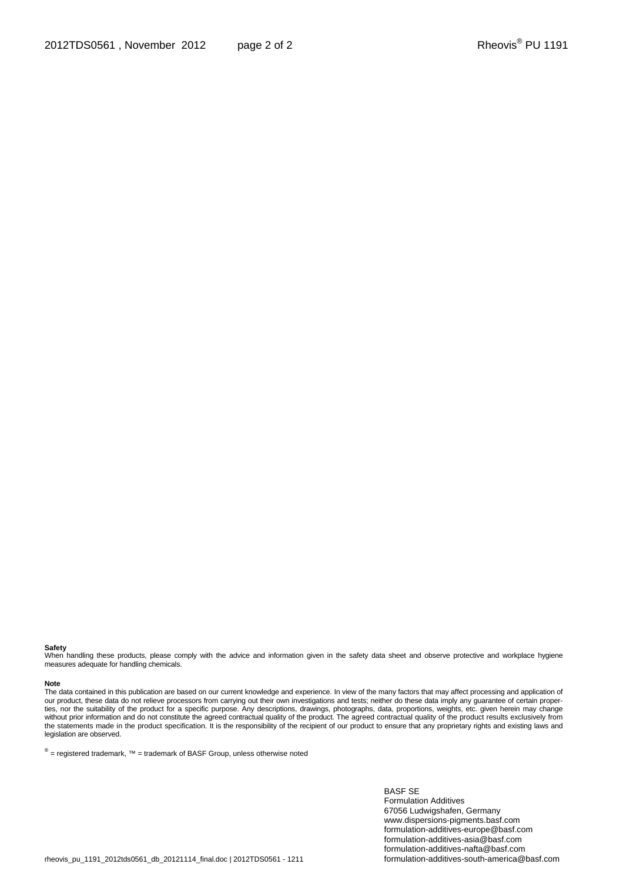**Safety**

When handling these products, please comply with the advice and information given in the safety data sheet and observe protective and workplace hygiene measures adequate for handling chemicals.

**Note**

The data contained in this publication are based on our current knowledge and experience. In view of the many factors that may affect processing and application of our product, these data do not relieve processors from carrying out their own investigations and tests; neither do these data imply any guarantee of certain properties, nor the suitability of the product for a specific purpose. Any descriptions, drawings, photographs, data, proportions, weights, etc. given herein may change without prior information and do not constitute the agreed contractual quality of the product. The agreed contractual quality of the product results exclusively from the statements made in the product specification. It is the responsibility of the recipient of our product to ensure that any proprietary rights and existing laws and legislation are observed.

® = registered trademark, ™ = trademark of BASF Group, unless otherwise noted

BASF SE
Formulation Additives
67056 Ludwigshafen, Germany
www.dispersions-pigments.basf.com
formulation-additives-europe@basf.com
formulation-additives-asia@basf.com
formulation-additives-nafta@basf.com
formulation-additives-south-america@basf.com

rheovis_pu_1191_2012tds0561_db_20121114_final.doc | 2012TDS0561 - 1211